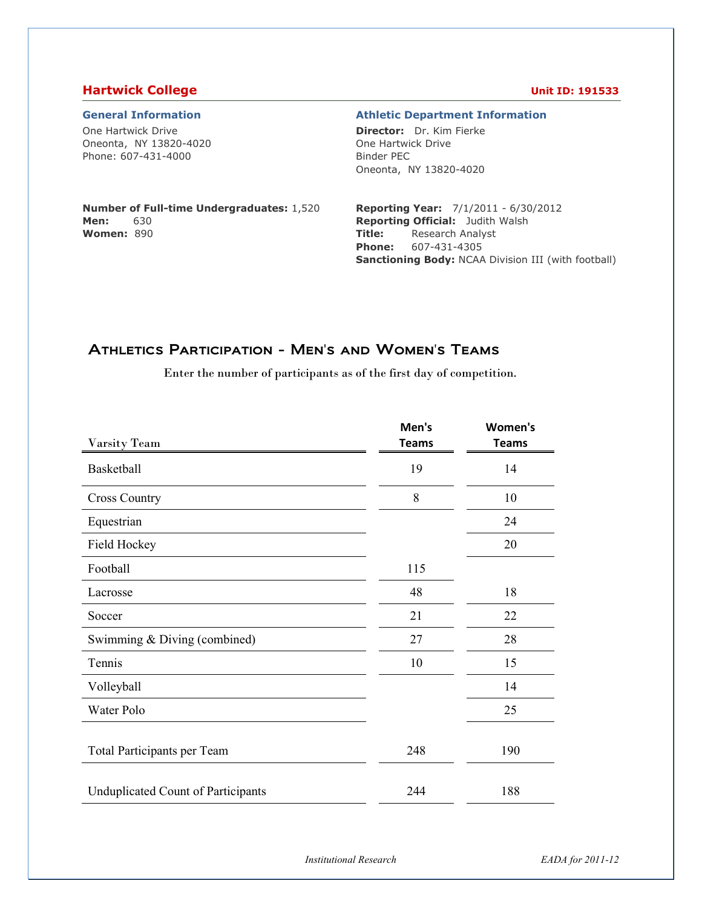## Hartwick College

**Unit ID: 191533**

### General Information

One Hartwick Drive
Oneonta, NY 13820-4020
Phone: 607-431-4000

**Number of Full-time Undergraduates:** 1,520
**Men:** 630
**Women:** 890

### Athletic Department Information

**Director:** Dr. Kim Fierke
One Hartwick Drive
Binder PEC
Oneonta, NY 13820-4020

**Reporting Year:** 7/1/2011 - 6/30/2012
**Reporting Official:** Judith Walsh
**Title:** Research Analyst
**Phone:** 607-431-4305
**Sanctioning Body:** NCAA Division III (with football)

## Athletics Participation - Men's and Women's Teams

Enter the number of participants as of the first day of competition.

| Varsity Team | Men's Teams | Women's Teams |
|---|---|---|
| Basketball | 19 | 14 |
| Cross Country | 8 | 10 |
| Equestrian | | 24 |
| Field Hockey | | 20 |
| Football | 115 | |
| Lacrosse | 48 | 18 |
| Soccer | 21 | 22 |
| Swimming & Diving (combined) | 27 | 28 |
| Tennis | 10 | 15 |
| Volleyball | | 14 |
| Water Polo | | 25 |
| Total Participants per Team | 248 | 190 |
| Unduplicated Count of Participants | 244 | 188 |

*Institutional Research* *EADA for 2011-12*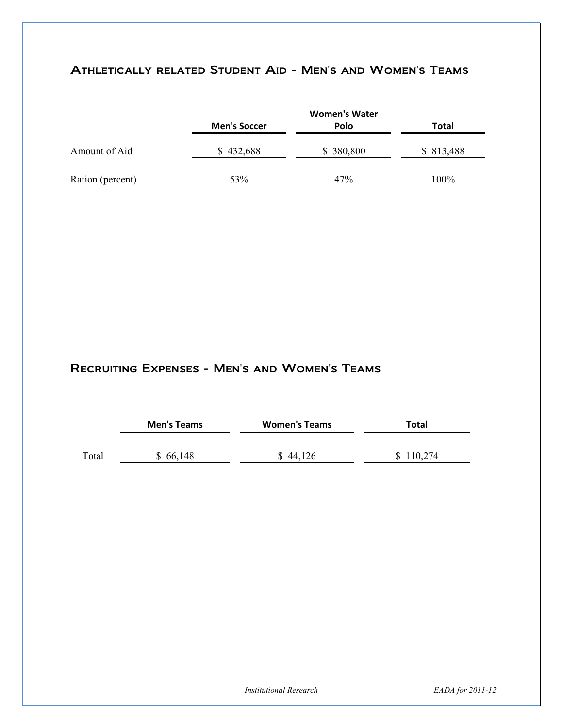## Athletically related Student Aid - Men's and Women's Teams

| | Men's Soccer | Women's Water Polo | Total |
|---|---|---|---|
| Amount of Aid | $ 432,688 | $ 380,800 | $ 813,488 |
| Ration (percent) | 53% | 47% | 100% |

## Recruiting Expenses - Men's and Women's Teams

| | Men's Teams | Women's Teams | Total |
|---|---|---|---|
| Total | $ 66,148 | $ 44,126 | $ 110,274 |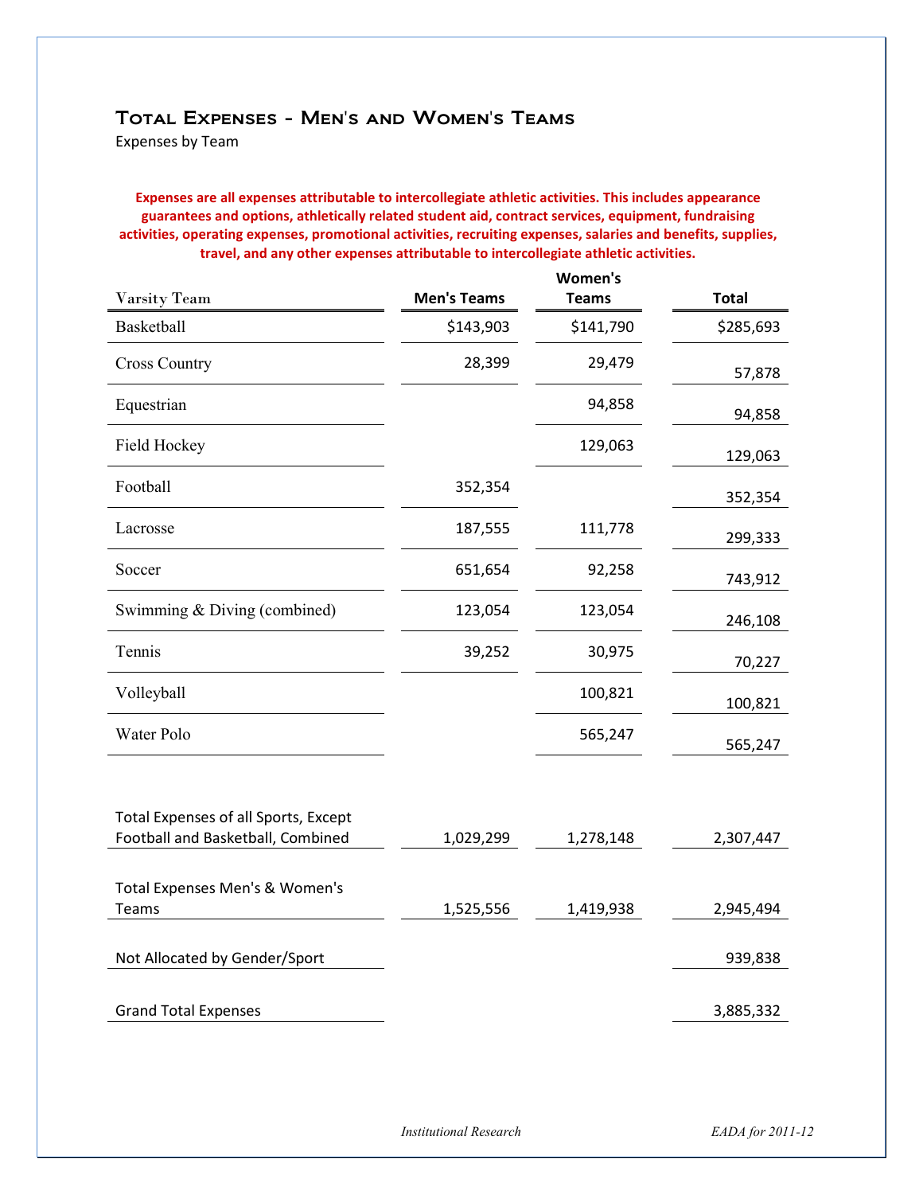# Total Expenses - Men's and Women's Teams

Expenses by Team

**Expenses are all expenses attributable to intercollegiate athletic activities. This includes appearance guarantees and options, athletically related student aid, contract services, equipment, fundraising activities, operating expenses, promotional activities, recruiting expenses, salaries and benefits, supplies, travel, and any other expenses attributable to intercollegiate athletic activities.**

| Varsity Team | Men's Teams | Women's Teams | Total |
|---|---|---|---|
| Basketball | $143,903 | $141,790 | $285,693 |
| Cross Country | 28,399 | 29,479 | 57,878 |
| Equestrian | | 94,858 | 94,858 |
| Field Hockey | | 129,063 | 129,063 |
| Football | 352,354 | | 352,354 |
| Lacrosse | 187,555 | 111,778 | 299,333 |
| Soccer | 651,654 | 92,258 | 743,912 |
| Swimming & Diving (combined) | 123,054 | 123,054 | 246,108 |
| Tennis | 39,252 | 30,975 | 70,227 |
| Volleyball | | 100,821 | 100,821 |
| Water Polo | | 565,247 | 565,247 |
| Total Expenses of all Sports, Except Football and Basketball, Combined | 1,029,299 | 1,278,148 | 2,307,447 |
| Total Expenses Men's & Women's Teams | 1,525,556 | 1,419,938 | 2,945,494 |
| Not Allocated by Gender/Sport | | | 939,838 |
| Grand Total Expenses | | | 3,885,332 |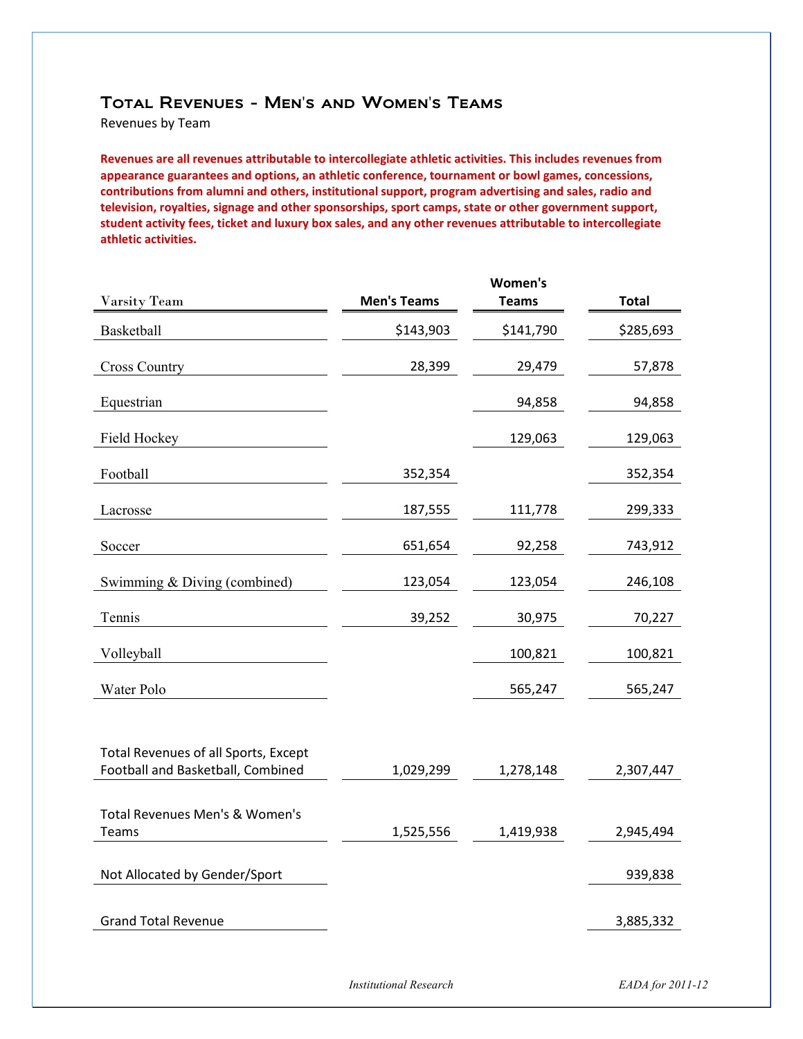# Total Revenues - Men's and Women's Teams

Revenues by Team

**Revenues are all revenues attributable to intercollegiate athletic activities. This includes revenues from appearance guarantees and options, an athletic conference, tournament or bowl games, concessions, contributions from alumni and others, institutional support, program advertising and sales, radio and television, royalties, signage and other sponsorships, sport camps, state or other government support, student activity fees, ticket and luxury box sales, and any other revenues attributable to intercollegiate athletic activities.**

| Varsity Team | Men's Teams | Women's Teams | Total |
|---|---|---|---|
| Basketball | $143,903 | $141,790 | $285,693 |
| Cross Country | 28,399 | 29,479 | 57,878 |
| Equestrian | | 94,858 | 94,858 |
| Field Hockey | | 129,063 | 129,063 |
| Football | 352,354 | | 352,354 |
| Lacrosse | 187,555 | 111,778 | 299,333 |
| Soccer | 651,654 | 92,258 | 743,912 |
| Swimming & Diving (combined) | 123,054 | 123,054 | 246,108 |
| Tennis | 39,252 | 30,975 | 70,227 |
| Volleyball | | 100,821 | 100,821 |
| Water Polo | | 565,247 | 565,247 |
| Total Revenues of all Sports, Except Football and Basketball, Combined | 1,029,299 | 1,278,148 | 2,307,447 |
| Total Revenues Men's & Women's Teams | 1,525,556 | 1,419,938 | 2,945,494 |
| Not Allocated by Gender/Sport | | | 939,838 |
| Grand Total Revenue | | | 3,885,332 |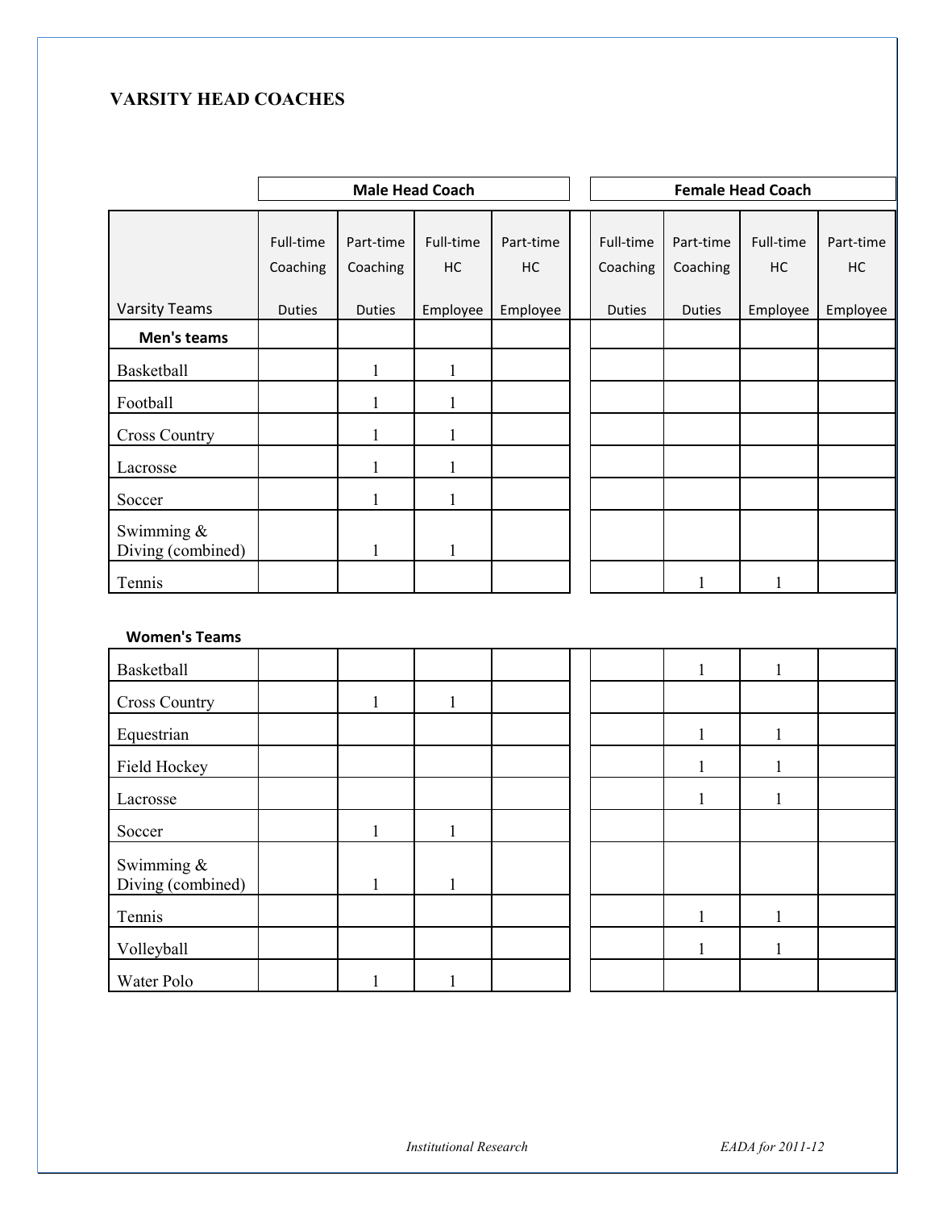## VARSITY HEAD COACHES

| | Male Head Coach | | | | Female Head Coach | | | |
|---|---|---|---|---|---|---|---|---|
| Varsity Teams | Full-time Coaching Duties | Part-time Coaching Duties | Full-time HC Employee | Part-time HC Employee | Full-time Coaching Duties | Part-time Coaching Duties | Full-time HC Employee | Part-time HC Employee |
| **Men's teams** | | | | | | | | |
| Basketball | | 1 | 1 | | | | | |
| Football | | 1 | 1 | | | | | |
| Cross Country | | 1 | 1 | | | | | |
| Lacrosse | | 1 | 1 | | | | | |
| Soccer | | 1 | 1 | | | | | |
| Swimming & Diving (combined) | | 1 | 1 | | | | | |
| Tennis | | | | | | 1 | 1 | |
| **Women's Teams** | | | | | | | | |
| Basketball | | | | | | 1 | 1 | |
| Cross Country | | 1 | 1 | | | | | |
| Equestrian | | | | | | 1 | 1 | |
| Field Hockey | | | | | | 1 | 1 | |
| Lacrosse | | | | | | 1 | 1 | |
| Soccer | | 1 | 1 | | | | | |
| Swimming & Diving (combined) | | 1 | 1 | | | | | |
| Tennis | | | | | | 1 | 1 | |
| Volleyball | | | | | | 1 | 1 | |
| Water Polo | | 1 | 1 | | | | | |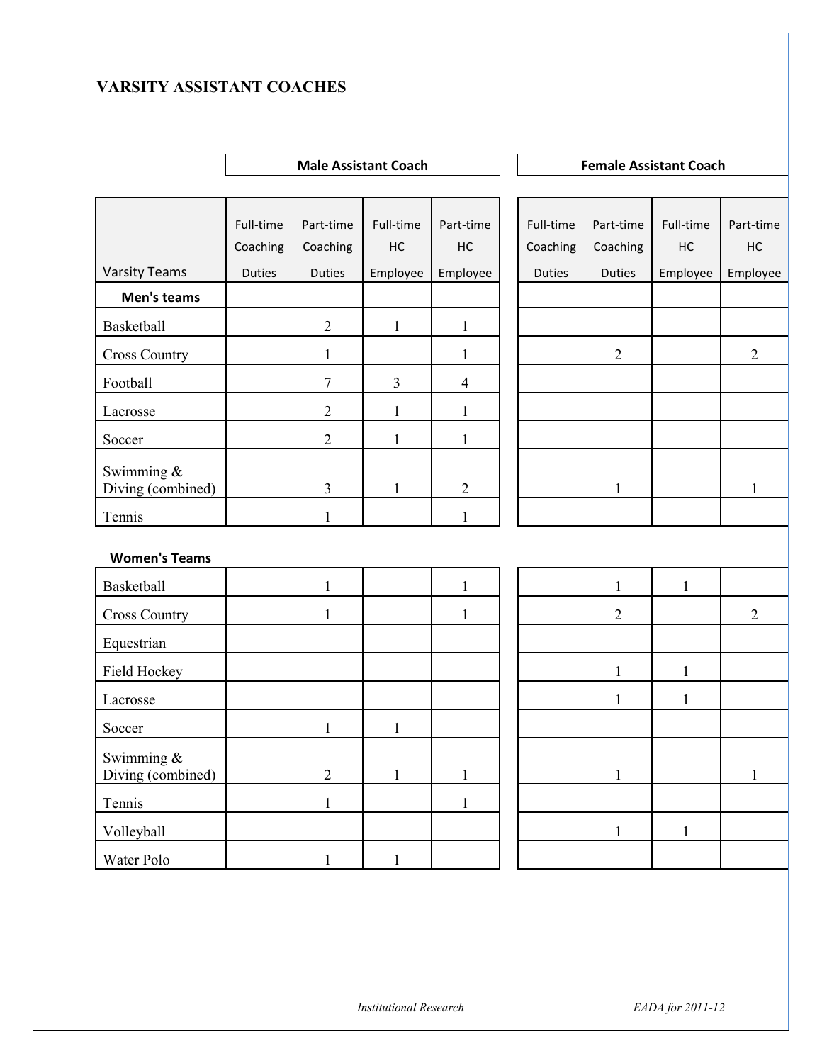## VARSITY ASSISTANT COACHES

| | Male Assistant Coach | | | | Female Assistant Coach | | | |
|---|---|---|---|---|---|---|---|---|
| Varsity Teams | Full-time Coaching Duties | Part-time Coaching Duties | Full-time HC Employee | Part-time HC Employee | Full-time Coaching Duties | Part-time Coaching Duties | Full-time HC Employee | Part-time HC Employee |
| **Men's teams** | | | | | | | | |
| Basketball | | 2 | 1 | 1 | | | | |
| Cross Country | | 1 | | 1 | | 2 | | 2 |
| Football | | 7 | 3 | 4 | | | | |
| Lacrosse | | 2 | 1 | 1 | | | | |
| Soccer | | 2 | 1 | 1 | | | | |
| Swimming & Diving (combined) | | 3 | 1 | 2 | | 1 | | 1 |
| Tennis | | 1 | | 1 | | | | |
| **Women's Teams** | | | | | | | | |
| Basketball | | 1 | | 1 | | 1 | 1 | |
| Cross Country | | 1 | | 1 | | 2 | | 2 |
| Equestrian | | | | | | | | |
| Field Hockey | | | | | | 1 | 1 | |
| Lacrosse | | | | | | 1 | 1 | |
| Soccer | | 1 | 1 | | | | | |
| Swimming & Diving (combined) | | 2 | 1 | 1 | | 1 | | 1 |
| Tennis | | 1 | | 1 | | | | |
| Volleyball | | | | | | 1 | 1 | |
| Water Polo | | 1 | 1 | | | | | |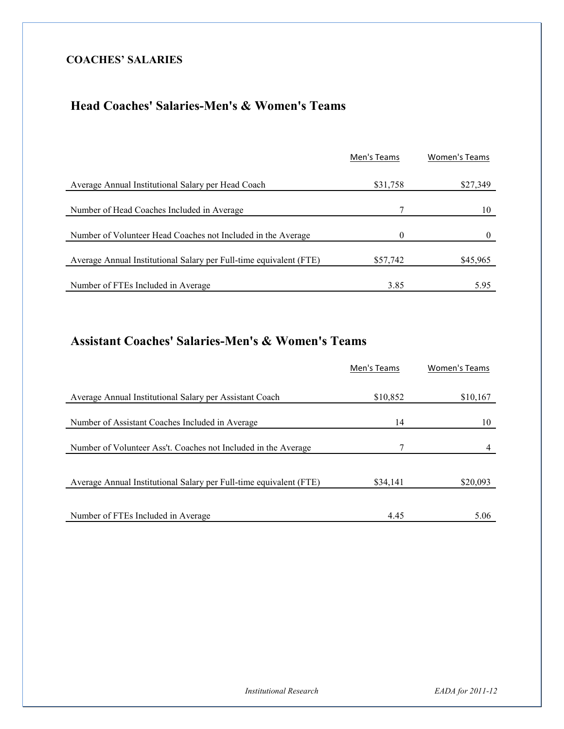**COACHES' SALARIES**

## Head Coaches' Salaries-Men's & Women's Teams

| | Men's Teams | Women's Teams |
|---|---|---|
| Average Annual Institutional Salary per Head Coach | $31,758 | $27,349 |
| Number of Head Coaches Included in Average | 7 | 10 |
| Number of Volunteer Head Coaches not Included in the Average | 0 | 0 |
| Average Annual Institutional Salary per Full-time equivalent (FTE) | $57,742 | $45,965 |
| Number of FTEs Included in Average | 3.85 | 5.95 |

## Assistant Coaches' Salaries-Men's & Women's Teams

| | Men's Teams | Women's Teams |
|---|---|---|
| Average Annual Institutional Salary per Assistant Coach | $10,852 | $10,167 |
| Number of Assistant Coaches Included in Average | 14 | 10 |
| Number of Volunteer Ass't. Coaches not Included in the Average | 7 | 4 |
| Average Annual Institutional Salary per Full-time equivalent (FTE) | $34,141 | $20,093 |
| Number of FTEs Included in Average | 4.45 | 5.06 |